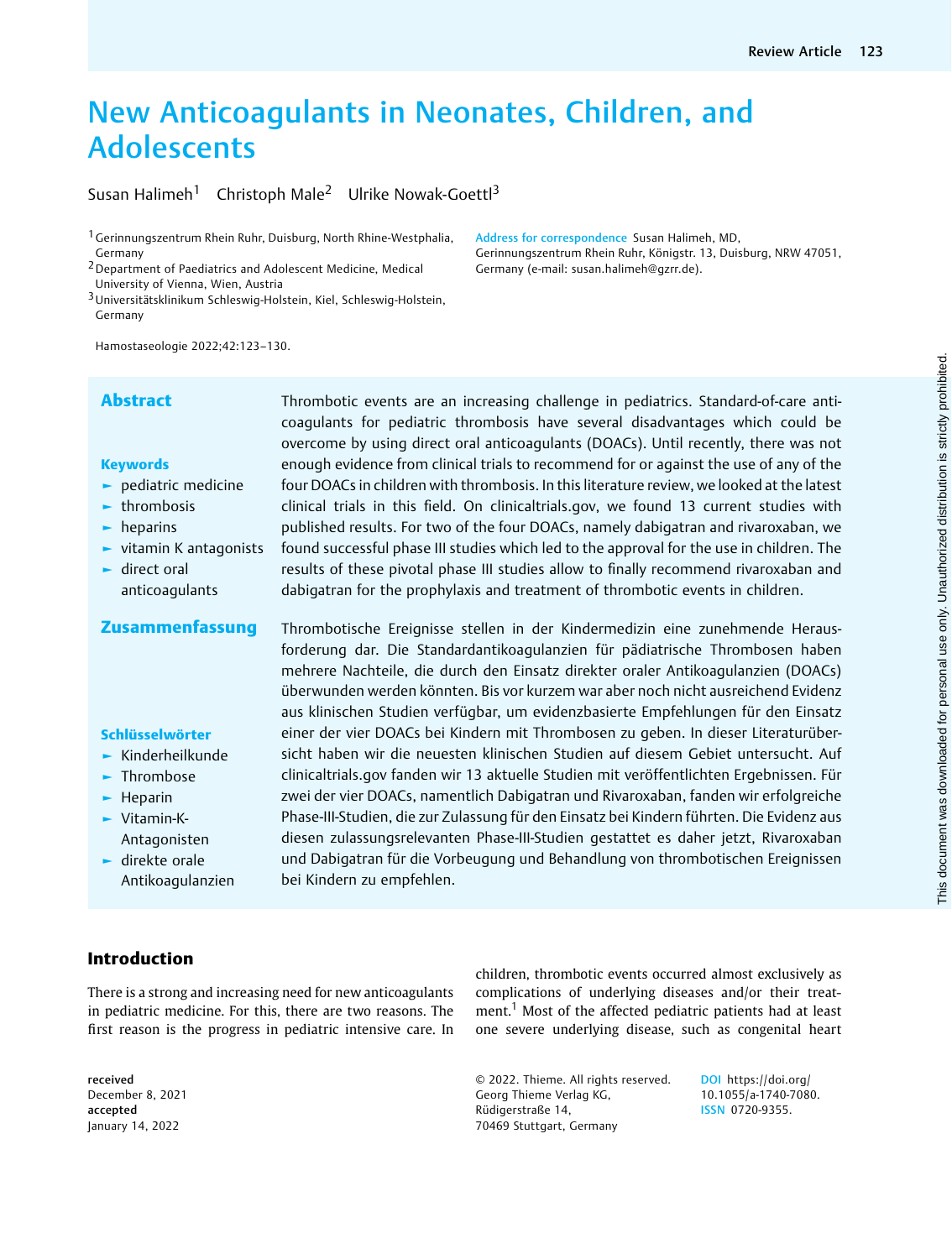# New Anticoagulants in Neonates, Children, and Adolescents

Susan Halimeh[1] Christoph Male[2] Ulrike Nowak-Goettl[3]

[1] Gerinnungszentrum Rhein Ruhr, Duisburg, North Rhine-Westphalia, Germany
[2] Department of Paediatrics and Adolescent Medicine, Medical University of Vienna, Wien, Austria
[3] Universitätsklinikum Schleswig-Holstein, Kiel, Schleswig-Holstein, Germany

**Address for correspondence** Susan Halimeh, MD, Gerinnungszentrum Rhein Ruhr, Königstr. 13, Duisburg, NRW 47051, Germany (e-mail: susan.halimeh@gzrr.de).

Hamostaseologie 2022;42:123–130.

## Abstract

Thrombotic events are an increasing challenge in pediatrics. Standard-of-care anticoagulants for pediatric thrombosis have several disadvantages which could be overcome by using direct oral anticoagulants (DOACs). Until recently, there was not enough evidence from clinical trials to recommend for or against the use of any of the four DOACs in children with thrombosis. In this literature review, we looked at the latest clinical trials in this field. On clinicaltrials.gov, we found 13 current studies with published results. For two of the four DOACs, namely dabigatran and rivaroxaban, we found successful phase III studies which led to the approval for the use in children. The results of these pivotal phase III studies allow to finally recommend rivaroxaban and dabigatran for the prophylaxis and treatment of thrombotic events in children.

**Keywords**

- pediatric medicine
- thrombosis
- heparins
- vitamin K antagonists
- direct oral anticoagulants

## Zusammenfassung

Thrombotische Ereignisse stellen in der Kindermedizin eine zunehmende Herausforderung dar. Die Standardantikoagulanzien für pädiatrische Thrombosen haben mehrere Nachteile, die durch den Einsatz direkter oraler Antikoagulanzien (DOACs) überwunden werden könnten. Bis vor kurzem war aber noch nicht ausreichend Evidenz aus klinischen Studien verfügbar, um evidenzbasierte Empfehlungen für den Einsatz einer der vier DOACs bei Kindern mit Thrombosen zu geben. In dieser Literaturübersicht haben wir die neuesten klinischen Studien auf diesem Gebiet untersucht. Auf clinicaltrials.gov fanden wir 13 aktuelle Studien mit veröffentlichten Ergebnissen. Für zwei der vier DOACs, namentlich Dabigatran und Rivaroxaban, fanden wir erfolgreiche Phase-III-Studien, die zur Zulassung für den Einsatz bei Kindern führten. Die Evidenz aus diesen zulassungsrelevanten Phase-III-Studien gestattet es daher jetzt, Rivaroxaban und Dabigatran für die Vorbeugung und Behandlung von thrombotischen Ereignissen bei Kindern zu empfehlen.

**Schlüsselwörter**

- Kinderheilkunde
- Thrombose
- Heparin
- Vitamin-K-Antagonisten
- direkte orale Antikoagulanzien

## Introduction

There is a strong and increasing need for new anticoagulants in pediatric medicine. For this, there are two reasons. The first reason is the progress in pediatric intensive care. In children, thrombotic events occurred almost exclusively as complications of underlying diseases and/or their treatment.[1] Most of the affected pediatric patients had at least one severe underlying disease, such as congenital heart

received December 8, 2021
accepted January 14, 2022

© 2022. Thieme. All rights reserved.
Georg Thieme Verlag KG, Rüdigerstraße 14, 70469 Stuttgart, Germany

DOI https://doi.org/10.1055/a-1740-7080.
ISSN 0720-9355.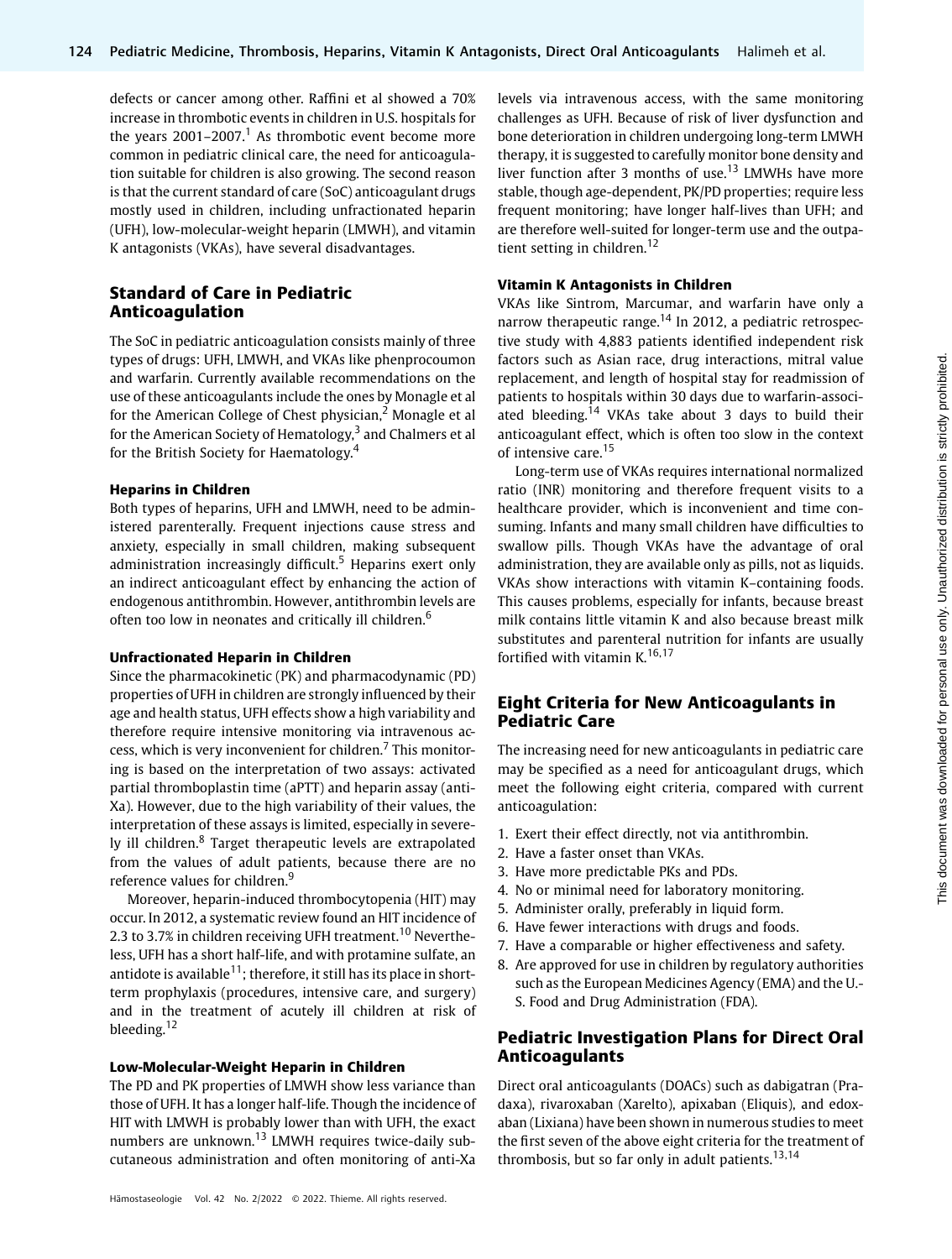defects or cancer among other. Raffini et al showed a 70% increase in thrombotic events in children in U.S. hospitals for the years 2001–2007.[1] As thrombotic event become more common in pediatric clinical care, the need for anticoagulation suitable for children is also growing. The second reason is that the current standard of care (SoC) anticoagulant drugs mostly used in children, including unfractionated heparin (UFH), low-molecular-weight heparin (LMWH), and vitamin K antagonists (VKAs), have several disadvantages.

## Standard of Care in Pediatric Anticoagulation

The SoC in pediatric anticoagulation consists mainly of three types of drugs: UFH, LMWH, and VKAs like phenprocoumon and warfarin. Currently available recommendations on the use of these anticoagulants include the ones by Monagle et al for the American College of Chest physician,[2] Monagle et al for the American Society of Hematology,[3] and Chalmers et al for the British Society for Haematology.[4]

### Heparins in Children

Both types of heparins, UFH and LMWH, need to be administered parenterally. Frequent injections cause stress and anxiety, especially in small children, making subsequent administration increasingly difficult.[5] Heparins exert only an indirect anticoagulant effect by enhancing the action of endogenous antithrombin. However, antithrombin levels are often too low in neonates and critically ill children.[6]

### Unfractionated Heparin in Children

Since the pharmacokinetic (PK) and pharmacodynamic (PD) properties of UFH in children are strongly influenced by their age and health status, UFH effects show a high variability and therefore require intensive monitoring via intravenous access, which is very inconvenient for children.[7] This monitoring is based on the interpretation of two assays: activated partial thromboplastin time (aPTT) and heparin assay (anti-Xa). However, due to the high variability of their values, the interpretation of these assays is limited, especially in severely ill children.[8] Target therapeutic levels are extrapolated from the values of adult patients, because there are no reference values for children.[9]

Moreover, heparin-induced thrombocytopenia (HIT) may occur. In 2012, a systematic review found an HIT incidence of 2.3 to 3.7% in children receiving UFH treatment.[10] Nevertheless, UFH has a short half-life, and with protamine sulfate, an antidote is available[11]; therefore, it still has its place in short-term prophylaxis (procedures, intensive care, and surgery) and in the treatment of acutely ill children at risk of bleeding.[12]

### Low-Molecular-Weight Heparin in Children

The PD and PK properties of LMWH show less variance than those of UFH. It has a longer half-life. Though the incidence of HIT with LMWH is probably lower than with UFH, the exact numbers are unknown.[13] LMWH requires twice-daily subcutaneous administration and often monitoring of anti-Xa levels via intravenous access, with the same monitoring challenges as UFH. Because of risk of liver dysfunction and bone deterioration in children undergoing long-term LMWH therapy, it is suggested to carefully monitor bone density and liver function after 3 months of use.[13] LMWHs have more stable, though age-dependent, PK/PD properties; require less frequent monitoring; have longer half-lives than UFH; and are therefore well-suited for longer-term use and the outpatient setting in children.[12]

### Vitamin K Antagonists in Children

VKAs like Sintrom, Marcumar, and warfarin have only a narrow therapeutic range.[14] In 2012, a pediatric retrospective study with 4,883 patients identified independent risk factors such as Asian race, drug interactions, mitral value replacement, and length of hospital stay for readmission of patients to hospitals within 30 days due to warfarin-associated bleeding.[14] VKAs take about 3 days to build their anticoagulant effect, which is often too slow in the context of intensive care.[15]

Long-term use of VKAs requires international normalized ratio (INR) monitoring and therefore frequent visits to a healthcare provider, which is inconvenient and time consuming. Infants and many small children have difficulties to swallow pills. Though VKAs have the advantage of oral administration, they are available only as pills, not as liquids. VKAs show interactions with vitamin K–containing foods. This causes problems, especially for infants, because breast milk contains little vitamin K and also because breast milk substitutes and parenteral nutrition for infants are usually fortified with vitamin K.[16,17]

## Eight Criteria for New Anticoagulants in Pediatric Care

The increasing need for new anticoagulants in pediatric care may be specified as a need for anticoagulant drugs, which meet the following eight criteria, compared with current anticoagulation:

1. Exert their effect directly, not via antithrombin.
2. Have a faster onset than VKAs.
3. Have more predictable PKs and PDs.
4. No or minimal need for laboratory monitoring.
5. Administer orally, preferably in liquid form.
6. Have fewer interactions with drugs and foods.
7. Have a comparable or higher effectiveness and safety.
8. Are approved for use in children by regulatory authorities such as the European Medicines Agency (EMA) and the U.S. Food and Drug Administration (FDA).

## Pediatric Investigation Plans for Direct Oral Anticoagulants

Direct oral anticoagulants (DOACs) such as dabigatran (Pradaxa), rivaroxaban (Xarelto), apixaban (Eliquis), and edoxaban (Lixiana) have been shown in numerous studies to meet the first seven of the above eight criteria for the treatment of thrombosis, but so far only in adult patients.[13,14]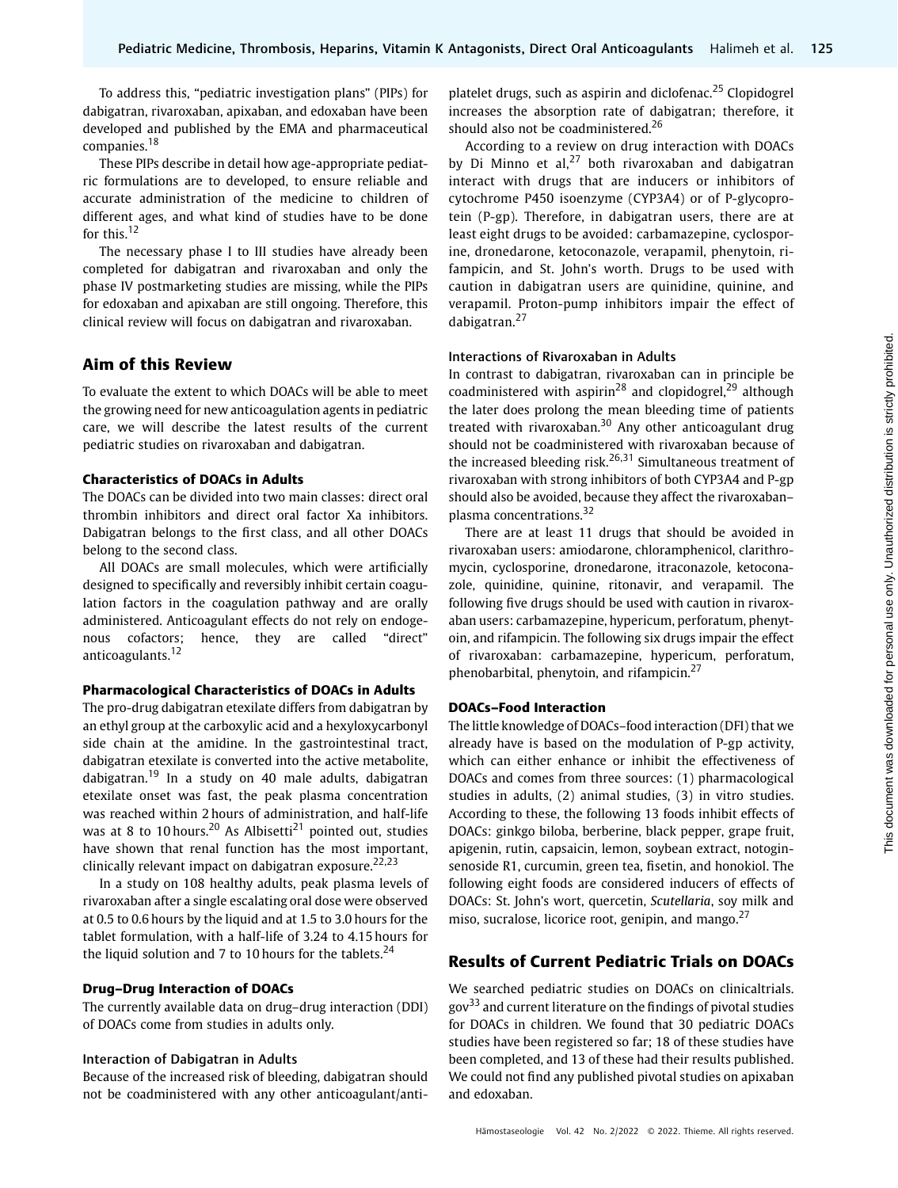To address this, "pediatric investigation plans" (PIPs) for dabigatran, rivaroxaban, apixaban, and edoxaban have been developed and published by the EMA and pharmaceutical companies.[18]

These PIPs describe in detail how age-appropriate pediatric formulations are to be developed, to ensure reliable and accurate administration of the medicine to children of different ages, and what kind of studies have to be done for this.[12]

The necessary phase I to III studies have already been completed for dabigatran and rivaroxaban and only the phase IV postmarketing studies are missing, while the PIPs for edoxaban and apixaban are still ongoing. Therefore, this clinical review will focus on dabigatran and rivaroxaban.

## Aim of this Review

To evaluate the extent to which DOACs will be able to meet the growing need for new anticoagulation agents in pediatric care, we will describe the latest results of the current pediatric studies on rivaroxaban and dabigatran.

### Characteristics of DOACs in Adults

The DOACs can be divided into two main classes: direct oral thrombin inhibitors and direct oral factor Xa inhibitors. Dabigatran belongs to the first class, and all other DOACs belong to the second class.

All DOACs are small molecules, which were artificially designed to specifically and reversibly inhibit certain coagulation factors in the coagulation pathway and are orally administered. Anticoagulant effects do not rely on endogenous cofactors; hence, they are called "direct" anticoagulants.[12]

### Pharmacological Characteristics of DOACs in Adults

The pro-drug dabigatran etexilate differs from dabigatran by an ethyl group at the carboxylic acid and a hexyloxycarbonyl side chain at the amidine. In the gastrointestinal tract, dabigatran etexilate is converted into the active metabolite, dabigatran.[19] In a study on 40 male adults, dabigatran etexilate onset was fast, the peak plasma concentration was reached within 2 hours of administration, and half-life was at 8 to 10 hours.[20] As Albisetti[21] pointed out, studies have shown that renal function has the most important, clinically relevant impact on dabigatran exposure.[22,23]

In a study on 108 healthy adults, peak plasma levels of rivaroxaban after a single escalating oral dose were observed at 0.5 to 0.6 hours by the liquid and at 1.5 to 3.0 hours for the tablet formulation, with a half-life of 3.24 to 4.15 hours for the liquid solution and 7 to 10 hours for the tablets.[24]

### Drug–Drug Interaction of DOACs

The currently available data on drug–drug interaction (DDI) of DOACs come from studies in adults only.

#### Interaction of Dabigatran in Adults

Because of the increased risk of bleeding, dabigatran should not be coadministered with any other anticoagulant/antiplatelet drugs, such as aspirin and diclofenac.[25] Clopidogrel increases the absorption rate of dabigatran; therefore, it should also not be coadministered.[26]

According to a review on drug interaction with DOACs by Di Minno et al,[27] both rivaroxaban and dabigatran interact with drugs that are inducers or inhibitors of cytochrome P450 isoenzyme (CYP3A4) or of P-glycoprotein (P-gp). Therefore, in dabigatran users, there are at least eight drugs to be avoided: carbamazepine, cyclosporine, dronedarone, ketoconazole, verapamil, phenytoin, rifampicin, and St. John's worth. Drugs to be used with caution in dabigatran users are quinidine, quinine, and verapamil. Proton-pump inhibitors impair the effect of dabigatran.[27]

#### Interactions of Rivaroxaban in Adults

In contrast to dabigatran, rivaroxaban can in principle be coadministered with aspirin[28] and clopidogrel,[29] although the later does prolong the mean bleeding time of patients treated with rivaroxaban.[30] Any other anticoagulant drug should not be coadministered with rivaroxaban because of the increased bleeding risk.[26,31] Simultaneous treatment of rivaroxaban with strong inhibitors of both CYP3A4 and P-gp should also be avoided, because they affect the rivaroxaban–plasma concentrations.[32]

There are at least 11 drugs that should be avoided in rivaroxaban users: amiodarone, chloramphenicol, clarithromycin, cyclosporine, dronedarone, itraconazole, ketoconazole, quinidine, quinine, ritonavir, and verapamil. The following five drugs should be used with caution in rivaroxaban users: carbamazepine, hypericum, perforatum, phenytoin, and rifampicin. The following six drugs impair the effect of rivaroxaban: carbamazepine, hypericum, perforatum, phenobarbital, phenytoin, and rifampicin.[27]

### DOACs–Food Interaction

The little knowledge of DOACs–food interaction (DFI) that we already have is based on the modulation of P-gp activity, which can either enhance or inhibit the effectiveness of DOACs and comes from three sources: (1) pharmacological studies in adults, (2) animal studies, (3) in vitro studies. According to these, the following 13 foods inhibit effects of DOACs: ginkgo biloba, berberine, black pepper, grape fruit, apigenin, rutin, capsaicin, lemon, soybean extract, notoginsenoside R1, curcumin, green tea, fisetin, and honokiol. The following eight foods are considered inducers of effects of DOACs: St. John's wort, quercetin, *Scutellaria*, soy milk and miso, sucralose, licorice root, genipin, and mango.[27]

## Results of Current Pediatric Trials on DOACs

We searched pediatric studies on DOACs on clinicaltrials.gov[33] and current literature on the findings of pivotal studies for DOACs in children. We found that 30 pediatric DOACs studies have been registered so far; 18 of these studies have been completed, and 13 of these had their results published. We could not find any published pivotal studies on apixaban and edoxaban.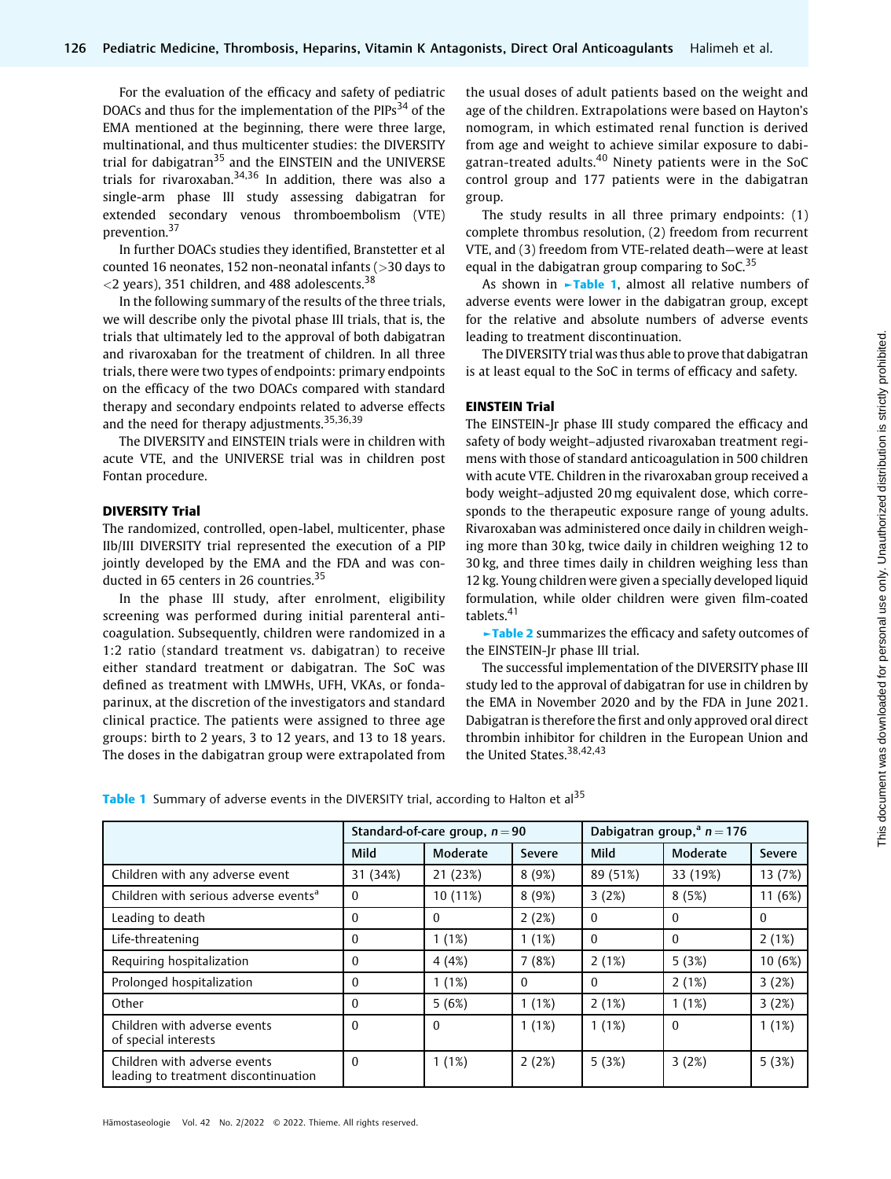For the evaluation of the efficacy and safety of pediatric DOACs and thus for the implementation of the PIPs[34] of the EMA mentioned at the beginning, there were three large, multinational, and thus multicenter studies: the DIVERSITY trial for dabigatran[35] and the EINSTEIN and the UNIVERSE trials for rivaroxaban.[34,36] In addition, there was also a single-arm phase III study assessing dabigatran for extended secondary venous thromboembolism (VTE) prevention.[37]

In further DOACs studies they identified, Branstetter et al counted 16 neonates, 152 non-neonatal infants (>30 days to <2 years), 351 children, and 488 adolescents.[38]

In the following summary of the results of the three trials, we will describe only the pivotal phase III trials, that is, the trials that ultimately led to the approval of both dabigatran and rivaroxaban for the treatment of children. In all three trials, there were two types of endpoints: primary endpoints on the efficacy of the two DOACs compared with standard therapy and secondary endpoints related to adverse effects and the need for therapy adjustments.[35,36,39]

The DIVERSITY and EINSTEIN trials were in children with acute VTE, and the UNIVERSE trial was in children post Fontan procedure.

### DIVERSITY Trial

The randomized, controlled, open-label, multicenter, phase IIb/III DIVERSITY trial represented the execution of a PIP jointly developed by the EMA and the FDA and was conducted in 65 centers in 26 countries.[35]

In the phase III study, after enrolment, eligibility screening was performed during initial parenteral anticoagulation. Subsequently, children were randomized in a 1:2 ratio (standard treatment vs. dabigatran) to receive either standard treatment or dabigatran. The SoC was defined as treatment with LMWHs, UFH, VKAs, or fondaparinux, at the discretion of the investigators and standard clinical practice. The patients were assigned to three age groups: birth to 2 years, 3 to 12 years, and 13 to 18 years. The doses in the dabigatran group were extrapolated from the usual doses of adult patients based on the weight and age of the children. Extrapolations were based on Hayton's nomogram, in which estimated renal function is derived from age and weight to achieve similar exposure to dabigatran-treated adults.[40] Ninety patients were in the SoC control group and 177 patients were in the dabigatran group.

The study results in all three primary endpoints: (1) complete thrombus resolution, (2) freedom from recurrent VTE, and (3) freedom from VTE-related death—were at least equal in the dabigatran group comparing to SoC.[35]

As shown in Table 1, almost all relative numbers of adverse events were lower in the dabigatran group, except for the relative and absolute numbers of adverse events leading to treatment discontinuation.

The DIVERSITY trial was thus able to prove that dabigatran is at least equal to the SoC in terms of efficacy and safety.

### EINSTEIN Trial

The EINSTEIN-Jr phase III study compared the efficacy and safety of body weight–adjusted rivaroxaban treatment regimens with those of standard anticoagulation in 500 children with acute VTE. Children in the rivaroxaban group received a body weight–adjusted 20 mg equivalent dose, which corresponds to the therapeutic exposure range of young adults. Rivaroxaban was administered once daily in children weighing more than 30 kg, twice daily in children weighing 12 to 30 kg, and three times daily in children weighing less than 12 kg. Young children were given a specially developed liquid formulation, while older children were given film-coated tablets.[41]

Table 2 summarizes the efficacy and safety outcomes of the EINSTEIN-Jr phase III trial.

The successful implementation of the DIVERSITY phase III study led to the approval of dabigatran for use in children by the EMA in November 2020 and by the FDA in June 2021. Dabigatran is therefore the first and only approved oral direct thrombin inhibitor for children in the European Union and the United States.[38,42,43]

**Table 1** Summary of adverse events in the DIVERSITY trial, according to Halton et al[35]

| | Standard-of-care group, $n = 90$ | | | Dabigatran group,[a] $n = 176$ | | |
|---|---|---|---|---|---|---|
| | Mild | Moderate | Severe | Mild | Moderate | Severe |
| Children with any adverse event | 31 (34%) | 21 (23%) | 8 (9%) | 89 (51%) | 33 (19%) | 13 (7%) |
| Children with serious adverse events[a] | 0 | 10 (11%) | 8 (9%) | 3 (2%) | 8 (5%) | 11 (6%) |
| Leading to death | 0 | 0 | 2 (2%) | 0 | 0 | 0 |
| Life-threatening | 0 | 1 (1%) | 1 (1%) | 0 | 0 | 2 (1%) |
| Requiring hospitalization | 0 | 4 (4%) | 7 (8%) | 2 (1%) | 5 (3%) | 10 (6%) |
| Prolonged hospitalization | 0 | 1 (1%) | 0 | 0 | 2 (1%) | 3 (2%) |
| Other | 0 | 5 (6%) | 1 (1%) | 2 (1%) | 1 (1%) | 3 (2%) |
| Children with adverse events of special interests | 0 | 0 | 1 (1%) | 1 (1%) | 0 | 1 (1%) |
| Children with adverse events leading to treatment discontinuation | 0 | 1 (1%) | 2 (2%) | 5 (3%) | 3 (2%) | 5 (3%) |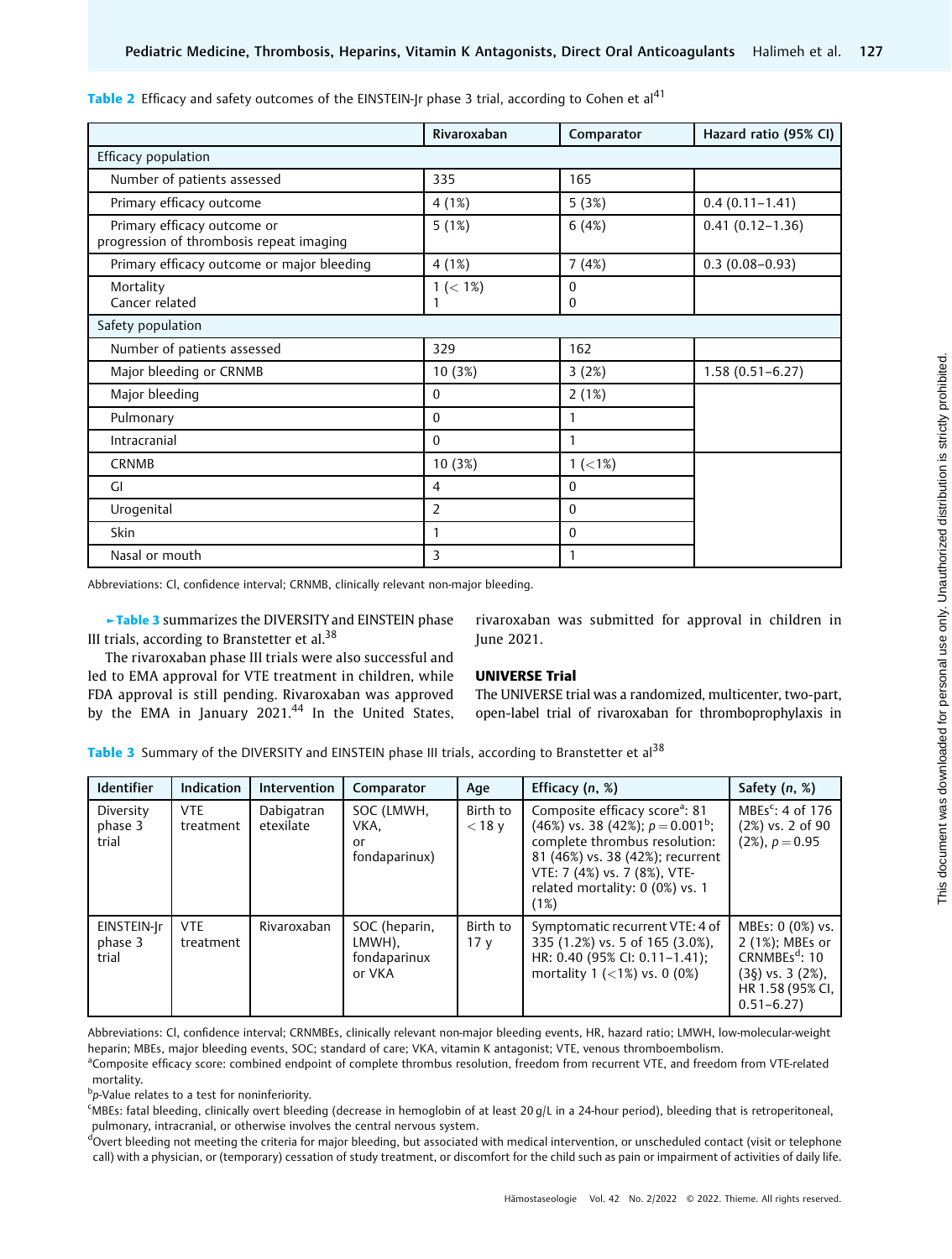**Table 2** Efficacy and safety outcomes of the EINSTEIN-Jr phase 3 trial, according to Cohen et al[41]

| | Rivaroxaban | Comparator | Hazard ratio (95% CI) |
|---|---|---|---|
| Efficacy population | | | |
| Number of patients assessed | 335 | 165 | |
| Primary efficacy outcome | 4 (1%) | 5 (3%) | 0.4 (0.11–1.41) |
| Primary efficacy outcome or progression of thrombosis repeat imaging | 5 (1%) | 6 (4%) | 0.41 (0.12–1.36) |
| Primary efficacy outcome or major bleeding | 4 (1%) | 7 (4%) | 0.3 (0.08–0.93) |
| Mortality<br>Cancer related | 1 (< 1%)<br>1 | 0<br>0 | |
| Safety population | | | |
| Number of patients assessed | 329 | 162 | |
| Major bleeding or CRNMB | 10 (3%) | 3 (2%) | 1.58 (0.51–6.27) |
| Major bleeding | 0 | 2 (1%) | |
| Pulmonary | 0 | 1 | |
| Intracranial | 0 | 1 | |
| CRNMB | 10 (3%) | 1 (<1%) | |
| GI | 4 | 0 | |
| Urogenital | 2 | 0 | |
| Skin | 1 | 0 | |
| Nasal or mouth | 3 | 1 | |

Abbreviations: CI, confidence interval; CRNMB, clinically relevant non-major bleeding.

►**Table 3** summarizes the DIVERSITY and EINSTEIN phase III trials, according to Branstetter et al.[38]

The rivaroxaban phase III trials were also successful and led to EMA approval for VTE treatment in children, while FDA approval is still pending. Rivaroxaban was approved by the EMA in January 2021.[44] In the United States, rivaroxaban was submitted for approval in children in June 2021.

### UNIVERSE Trial

The UNIVERSE trial was a randomized, multicenter, two-part, open-label trial of rivaroxaban for thromboprophylaxis in

**Table 3** Summary of the DIVERSITY and EINSTEIN phase III trials, according to Branstetter et al[38]

| Identifier | Indication | Intervention | Comparator | Age | Efficacy (*n*, %) | Safety (*n*, %) |
|---|---|---|---|---|---|---|
| Diversity phase 3 trial | VTE treatment | Dabigatran etexilate | SOC (LMWH, VKA, or fondaparinux) | Birth to < 18 y | Composite efficacy score[a]: 81 (46%) vs. 38 (42%); $p = 0.001$[b]; complete thrombus resolution: 81 (46%) vs. 38 (42%); recurrent VTE: 7 (4%) vs. 7 (8%), VTE-related mortality: 0 (0%) vs. 1 (1%) | MBEs[c]: 4 of 176 (2%) vs. 2 of 90 (2%), $p = 0.95$ |
| EINSTEIN-Jr phase 3 trial | VTE treatment | Rivaroxaban | SOC (heparin, LMWH), fondaparinux or VKA | Birth to 17 y | Symptomatic recurrent VTE: 4 of 335 (1.2%) vs. 5 of 165 (3.0%), HR: 0.40 (95% CI: 0.11–1.41); mortality 1 (<1%) vs. 0 (0%) | MBEs: 0 (0%) vs. 2 (1%); MBEs or CRNMBEs[d]: 10 (3§) vs. 3 (2%), HR 1.58 (95% CI, 0.51–6.27) |

Abbreviations: CI, confidence interval; CRNMBEs, clinically relevant non-major bleeding events, HR, hazard ratio; LMWH, low-molecular-weight heparin; MBEs, major bleeding events, SOC; standard of care; VKA, vitamin K antagonist; VTE, venous thromboembolism.
[a]Composite efficacy score: combined endpoint of complete thrombus resolution, freedom from recurrent VTE, and freedom from VTE-related mortality.
[b]*p*-Value relates to a test for noninferiority.
[c]MBEs: fatal bleeding, clinically overt bleeding (decrease in hemoglobin of at least 20 g/L in a 24-hour period), bleeding that is retroperitoneal, pulmonary, intracranial, or otherwise involves the central nervous system.
[d]Overt bleeding not meeting the criteria for major bleeding, but associated with medical intervention, or unscheduled contact (visit or telephone call) with a physician, or (temporary) cessation of study treatment, or discomfort for the child such as pain or impairment of activities of daily life.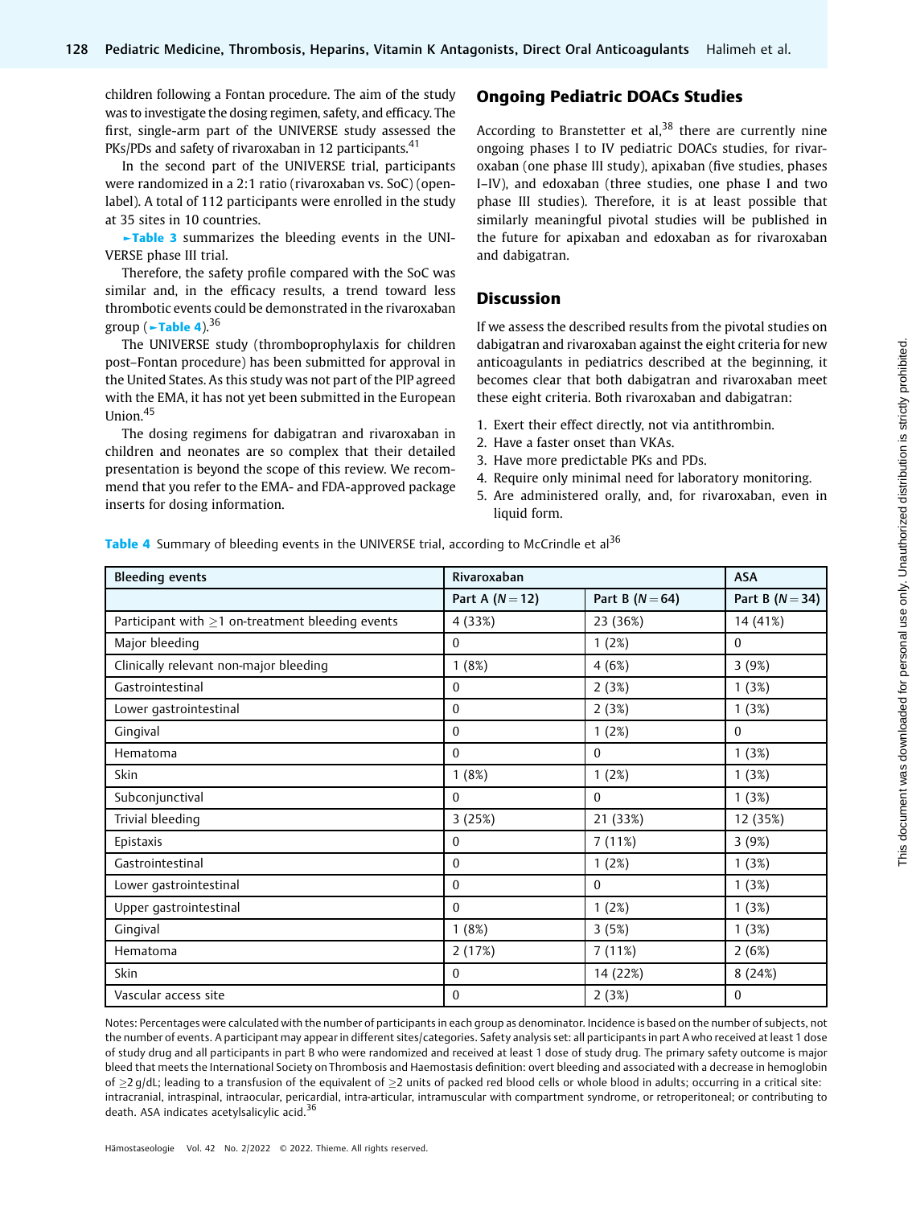children following a Fontan procedure. The aim of the study was to investigate the dosing regimen, safety, and efficacy. The first, single-arm part of the UNIVERSE study assessed the PKs/PDs and safety of rivaroxaban in 12 participants.[41]

In the second part of the UNIVERSE trial, participants were randomized in a 2:1 ratio (rivaroxaban vs. SoC) (open-label). A total of 112 participants were enrolled in the study at 35 sites in 10 countries.

►Table 3 summarizes the bleeding events in the UNIVERSE phase III trial.

Therefore, the safety profile compared with the SoC was similar and, in the efficacy results, a trend toward less thrombotic events could be demonstrated in the rivaroxaban group (►Table 4).[36]

The UNIVERSE study (thromboprophylaxis for children post–Fontan procedure) has been submitted for approval in the United States. As this study was not part of the PIP agreed with the EMA, it has not yet been submitted in the European Union.[45]

The dosing regimens for dabigatran and rivaroxaban in children and neonates are so complex that their detailed presentation is beyond the scope of this review. We recommend that you refer to the EMA- and FDA-approved package inserts for dosing information.

## Ongoing Pediatric DOACs Studies

According to Branstetter et al,[38] there are currently nine ongoing phases I to IV pediatric DOACs studies, for rivaroxaban (one phase III study), apixaban (five studies, phases I–IV), and edoxaban (three studies, one phase I and two phase III studies). Therefore, it is at least possible that similarly meaningful pivotal studies will be published in the future for apixaban and edoxaban as for rivaroxaban and dabigatran.

## Discussion

If we assess the described results from the pivotal studies on dabigatran and rivaroxaban against the eight criteria for new anticoagulants in pediatrics described at the beginning, it becomes clear that both dabigatran and rivaroxaban meet these eight criteria. Both rivaroxaban and dabigatran:

1. Exert their effect directly, not via antithrombin.
2. Have a faster onset than VKAs.
3. Have more predictable PKs and PDs.
4. Require only minimal need for laboratory monitoring.
5. Are administered orally, and, for rivaroxaban, even in liquid form.

**Table 4** Summary of bleeding events in the UNIVERSE trial, according to McCrindle et al[36]

| Bleeding events | Rivaroxaban | | ASA |
|---|---|---|---|
| | Part A ($N = 12$) | Part B ($N = 64$) | Part B ($N = 34$) |
| Participant with ≥1 on-treatment bleeding events | 4 (33%) | 23 (36%) | 14 (41%) |
| Major bleeding | 0 | 1 (2%) | 0 |
| Clinically relevant non-major bleeding | 1 (8%) | 4 (6%) | 3 (9%) |
| Gastrointestinal | 0 | 2 (3%) | 1 (3%) |
| Lower gastrointestinal | 0 | 2 (3%) | 1 (3%) |
| Gingival | 0 | 1 (2%) | 0 |
| Hematoma | 0 | 0 | 1 (3%) |
| Skin | 1 (8%) | 1 (2%) | 1 (3%) |
| Subconjunctival | 0 | 0 | 1 (3%) |
| Trivial bleeding | 3 (25%) | 21 (33%) | 12 (35%) |
| Epistaxis | 0 | 7 (11%) | 3 (9%) |
| Gastrointestinal | 0 | 1 (2%) | 1 (3%) |
| Lower gastrointestinal | 0 | 0 | 1 (3%) |
| Upper gastrointestinal | 0 | 1 (2%) | 1 (3%) |
| Gingival | 1 (8%) | 3 (5%) | 1 (3%) |
| Hematoma | 2 (17%) | 7 (11%) | 2 (6%) |
| Skin | 0 | 14 (22%) | 8 (24%) |
| Vascular access site | 0 | 2 (3%) | 0 |

Notes: Percentages were calculated with the number of participants in each group as denominator. Incidence is based on the number of subjects, not the number of events. A participant may appear in different sites/categories. Safety analysis set: all participants in part A who received at least 1 dose of study drug and all participants in part B who were randomized and received at least 1 dose of study drug. The primary safety outcome is major bleed that meets the International Society on Thrombosis and Haemostasis definition: overt bleeding and associated with a decrease in hemoglobin of ≥2 g/dL; leading to a transfusion of the equivalent of ≥2 units of packed red blood cells or whole blood in adults; occurring in a critical site: intracranial, intraspinal, intraocular, pericardial, intra-articular, intramuscular with compartment syndrome, or retroperitoneal; or contributing to death. ASA indicates acetylsalicylic acid.[36]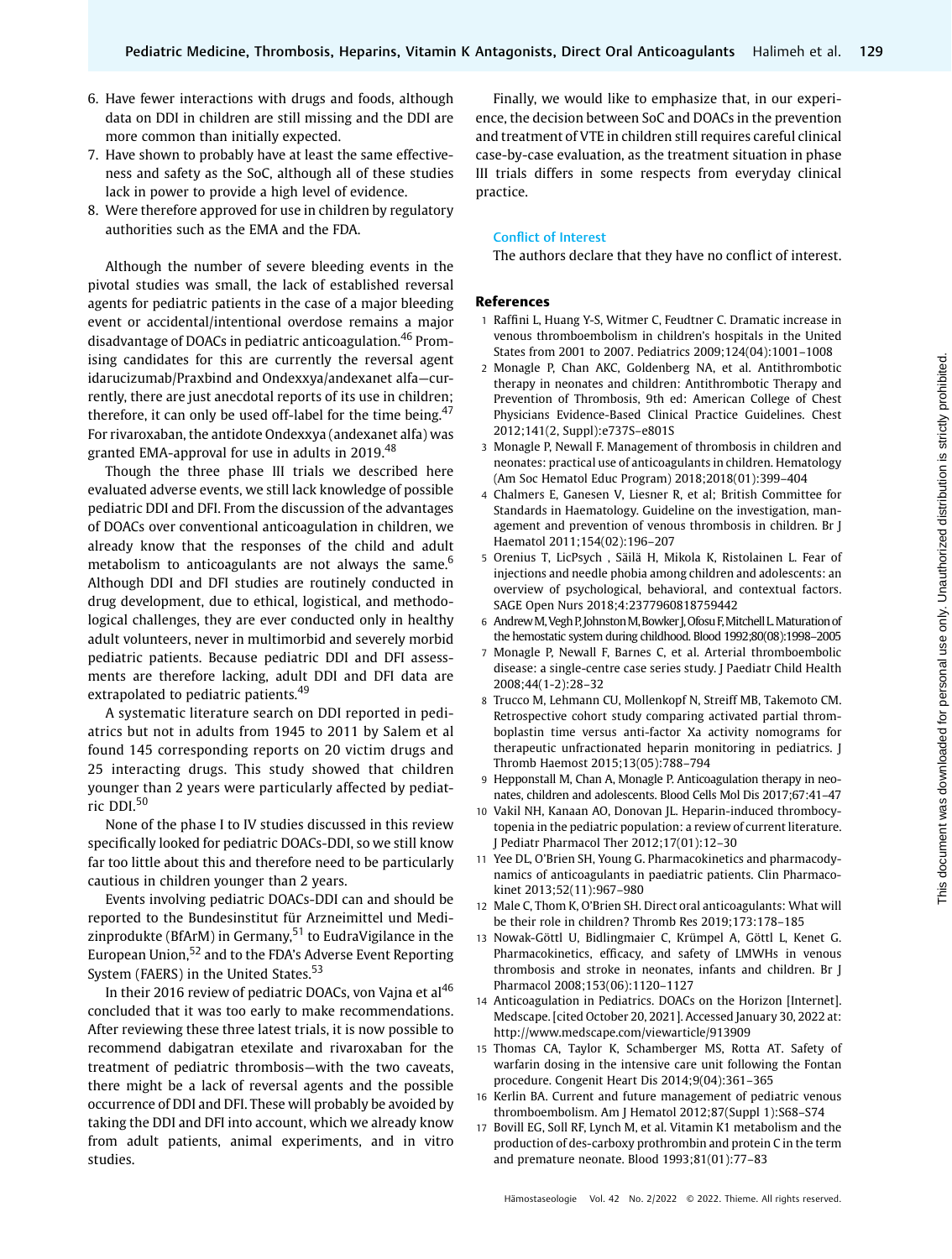6. Have fewer interactions with drugs and foods, although data on DDI in children are still missing and the DDI are more common than initially expected.
7. Have shown to probably have at least the same effectiveness and safety as the SoC, although all of these studies lack in power to provide a high level of evidence.
8. Were therefore approved for use in children by regulatory authorities such as the EMA and the FDA.

Although the number of severe bleeding events in the pivotal studies was small, the lack of established reversal agents for pediatric patients in the case of a major bleeding event or accidental/intentional overdose remains a major disadvantage of DOACs in pediatric anticoagulation.[46] Promising candidates for this are currently the reversal agent idarucizumab/Praxbind and Ondexxya/andexanet alfa—currently, there are just anecdotal reports of its use in children; therefore, it can only be used off-label for the time being.[47] For rivaroxaban, the antidote Ondexxya (andexanet alfa) was granted EMA-approval for use in adults in 2019.[48]

Though the three phase III trials we described here evaluated adverse events, we still lack knowledge of possible pediatric DDI and DFI. From the discussion of the advantages of DOACs over conventional anticoagulation in children, we already know that the responses of the child and adult metabolism to anticoagulants are not always the same.[6] Although DDI and DFI studies are routinely conducted in drug development, due to ethical, logistical, and methodological challenges, they are ever conducted only in healthy adult volunteers, never in multimorbid and severely morbid pediatric patients. Because pediatric DDI and DFI assessments are therefore lacking, adult DDI and DFI data are extrapolated to pediatric patients.[49]

A systematic literature search on DDI reported in pediatrics but not in adults from 1945 to 2011 by Salem et al found 145 corresponding reports on 20 victim drugs and 25 interacting drugs. This study showed that children younger than 2 years were particularly affected by pediatric DDI.[50]

None of the phase I to IV studies discussed in this review specifically looked for pediatric DOACs-DDI, so we still know far too little about this and therefore need to be particularly cautious in children younger than 2 years.

Events involving pediatric DOACs-DDI can and should be reported to the Bundesinstitut für Arzneimittel und Medizinprodukte (BfArM) in Germany,[51] to EudraVigilance in the European Union,[52] and to the FDA's Adverse Event Reporting System (FAERS) in the United States.[53]

In their 2016 review of pediatric DOACs, von Vajna et al[46] concluded that it was too early to make recommendations. After reviewing these three latest trials, it is now possible to recommend dabigatran etexilate and rivaroxaban for the treatment of pediatric thrombosis—with the two caveats, there might be a lack of reversal agents and the possible occurrence of DDI and DFI. These will probably be avoided by taking the DDI and DFI into account, which we already know from adult patients, animal experiments, and in vitro studies.

Finally, we would like to emphasize that, in our experience, the decision between SoC and DOACs in the prevention and treatment of VTE in children still requires careful clinical case-by-case evaluation, as the treatment situation in phase III trials differs in some respects from everyday clinical practice.

### Conflict of Interest

The authors declare that they have no conflict of interest.

## References

1. Raffini L, Huang Y-S, Witmer C, Feudtner C. Dramatic increase in venous thromboembolism in children's hospitals in the United States from 2001 to 2007. Pediatrics 2009;124(04):1001–1008
2. Monagle P, Chan AKC, Goldenberg NA, et al. Antithrombotic therapy in neonates and children: Antithrombotic Therapy and Prevention of Thrombosis, 9th ed: American College of Chest Physicians Evidence-Based Clinical Practice Guidelines. Chest 2012;141(2, Suppl):e737S–e801S
3. Monagle P, Newall F. Management of thrombosis in children and neonates: practical use of anticoagulants in children. Hematology (Am Soc Hematol Educ Program) 2018;2018(01):399–404
4. Chalmers E, Ganesen V, Liesner R, et al; British Committee for Standards in Haematology. Guideline on the investigation, management and prevention of venous thrombosis in children. Br J Haematol 2011;154(02):196–207
5. Orenius T, LicPsych , Säilä H, Mikola K, Ristolainen L. Fear of injections and needle phobia among children and adolescents: an overview of psychological, behavioral, and contextual factors. SAGE Open Nurs 2018;4:2377960818759442
6. Andrew M, Vegh P, Johnston M, Bowker J, Ofosu F, Mitchell L. Maturation of the hemostatic system during childhood. Blood 1992;80(08):1998–2005
7. Monagle P, Newall F, Barnes C, et al. Arterial thromboembolic disease: a single-centre case series study. J Paediatr Child Health 2008;44(1-2):28–32
8. Trucco M, Lehmann CU, Mollenkopf N, Streiff MB, Takemoto CM. Retrospective cohort study comparing activated partial thromboplastin time versus anti-factor Xa activity nomograms for therapeutic unfractionated heparin monitoring in pediatrics. J Thromb Haemost 2015;13(05):788–794
9. Hepponstall M, Chan A, Monagle P. Anticoagulation therapy in neonates, children and adolescents. Blood Cells Mol Dis 2017;67:41–47
10. Vakil NH, Kanaan AO, Donovan JL. Heparin-induced thrombocytopenia in the pediatric population: a review of current literature. J Pediatr Pharmacol Ther 2012;17(01):12–30
11. Yee DL, O'Brien SH, Young G. Pharmacokinetics and pharmacodynamics of anticoagulants in paediatric patients. Clin Pharmacokinet 2013;52(11):967–980
12. Male C, Thom K, O'Brien SH. Direct oral anticoagulants: What will be their role in children? Thromb Res 2019;173:178–185
13. Nowak-Göttl U, Bidlingmaier C, Krümpel A, Göttl L, Kenet G. Pharmacokinetics, efficacy, and safety of LMWHs in venous thrombosis and stroke in neonates, infants and children. Br J Pharmacol 2008;153(06):1120–1127
14. Anticoagulation in Pediatrics. DOACs on the Horizon [Internet]. Medscape. [cited October 20, 2021]. Accessed January 30, 2022 at: http://www.medscape.com/viewarticle/913909
15. Thomas CA, Taylor K, Schamberger MS, Rotta AT. Safety of warfarin dosing in the intensive care unit following the Fontan procedure. Congenit Heart Dis 2014;9(04):361–365
16. Kerlin BA. Current and future management of pediatric venous thromboembolism. Am J Hematol 2012;87(Suppl 1):S68–S74
17. Bovill EG, Soll RF, Lynch M, et al. Vitamin K1 metabolism and the production of des-carboxy prothrombin and protein C in the term and premature neonate. Blood 1993;81(01):77–83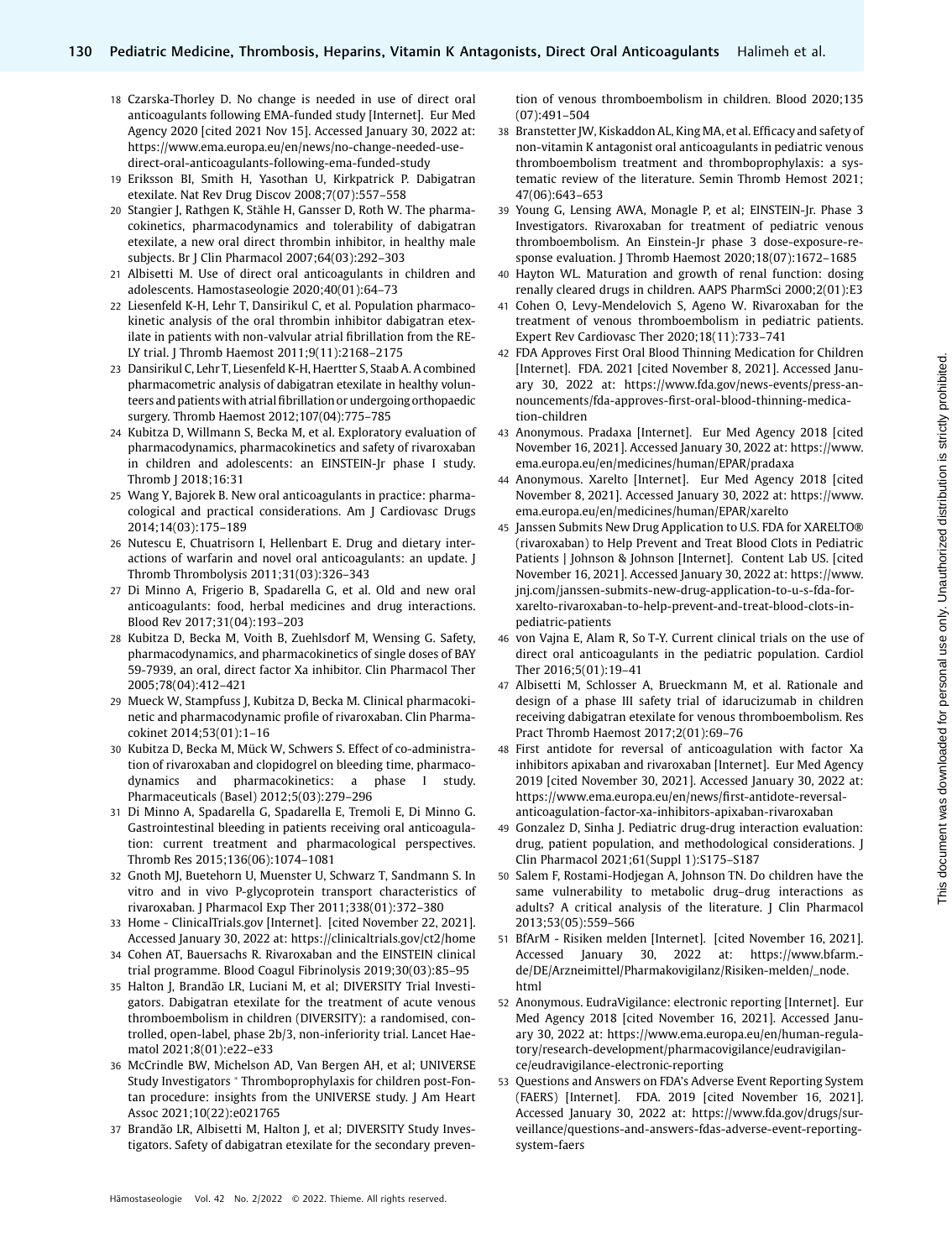18 Czarska-Thorley D. No change is needed in use of direct oral anticoagulants following EMA-funded study [Internet]. Eur Med Agency 2020 [cited 2021 Nov 15]. Accessed January 30, 2022 at: https://www.ema.europa.eu/en/news/no-change-needed-use-direct-oral-anticoagulants-following-ema-funded-study

19 Eriksson BI, Smith H, Yasothan U, Kirkpatrick P. Dabigatran etexilate. Nat Rev Drug Discov 2008;7(07):557–558

20 Stangier J, Rathgen K, Stähle H, Gansser D, Roth W. The pharmacokinetics, pharmacodynamics and tolerability of dabigatran etexilate, a new oral direct thrombin inhibitor, in healthy male subjects. Br J Clin Pharmacol 2007;64(03):292–303

21 Albisetti M. Use of direct oral anticoagulants in children and adolescents. Hamostaseologie 2020;40(01):64–73

22 Liesenfeld K-H, Lehr T, Dansirikul C, et al. Population pharmacokinetic analysis of the oral thrombin inhibitor dabigatran etexilate in patients with non-valvular atrial fibrillation from the RE-LY trial. J Thromb Haemost 2011;9(11):2168–2175

23 Dansirikul C, Lehr T, Liesenfeld K-H, Haertter S, Staab A. A combined pharmacometric analysis of dabigatran etexilate in healthy volunteers and patients with atrial fibrillation or undergoing orthopaedic surgery. Thromb Haemost 2012;107(04):775–785

24 Kubitza D, Willmann S, Becka M, et al. Exploratory evaluation of pharmacodynamics, pharmacokinetics and safety of rivaroxaban in children and adolescents: an EINSTEIN-Jr phase I study. Thromb J 2018;16:31

25 Wang Y, Bajorek B. New oral anticoagulants in practice: pharmacological and practical considerations. Am J Cardiovasc Drugs 2014;14(03):175–189

26 Nutescu E, Chuatrisorn I, Hellenbart E. Drug and dietary interactions of warfarin and novel oral anticoagulants: an update. J Thromb Thrombolysis 2011;31(03):326–343

27 Di Minno A, Frigerio B, Spadarella G, et al. Old and new oral anticoagulants: food, herbal medicines and drug interactions. Blood Rev 2017;31(04):193–203

28 Kubitza D, Becka M, Voith B, Zuehlsdorf M, Wensing G. Safety, pharmacodynamics, and pharmacokinetics of single doses of BAY 59-7939, an oral, direct factor Xa inhibitor. Clin Pharmacol Ther 2005;78(04):412–421

29 Mueck W, Stampfuss J, Kubitza D, Becka M. Clinical pharmacokinetic and pharmacodynamic profile of rivaroxaban. Clin Pharmacokinet 2014;53(01):1–16

30 Kubitza D, Becka M, Mück W, Schwers S. Effect of co-administration of rivaroxaban and clopidogrel on bleeding time, pharmacodynamics and pharmacokinetics: a phase I study. Pharmaceuticals (Basel) 2012;5(03):279–296

31 Di Minno A, Spadarella G, Spadarella E, Tremoli E, Di Minno G. Gastrointestinal bleeding in patients receiving oral anticoagulation: current treatment and pharmacological perspectives. Thromb Res 2015;136(06):1074–1081

32 Gnoth MJ, Buetehorn U, Muenster U, Schwarz T, Sandmann S. In vitro and in vivo P-glycoprotein transport characteristics of rivaroxaban. J Pharmacol Exp Ther 2011;338(01):372–380

33 Home - ClinicalTrials.gov [Internet]. [cited November 22, 2021]. Accessed January 30, 2022 at: https://clinicaltrials.gov/ct2/home

34 Cohen AT, Bauersachs R. Rivaroxaban and the EINSTEIN clinical trial programme. Blood Coagul Fibrinolysis 2019;30(03):85–95

35 Halton J, Brandão LR, Luciani M, et al; DIVERSITY Trial Investigators. Dabigatran etexilate for the treatment of acute venous thromboembolism in children (DIVERSITY): a randomised, controlled, open-label, phase 2b/3, non-inferiority trial. Lancet Haematol 2021;8(01):e22–e33

36 McCrindle BW, Michelson AD, Van Bergen AH, et al; UNIVERSE Study Investigators * Thromboprophylaxis for children post-Fontan procedure: insights from the UNIVERSE study. J Am Heart Assoc 2021;10(22):e021765

37 Brandão LR, Albisetti M, Halton J, et al; DIVERSITY Study Investigators. Safety of dabigatran etexilate for the secondary prevention of venous thromboembolism in children. Blood 2020;135(07):491–504

38 Branstetter JW, Kiskaddon AL, King MA, et al. Efficacy and safety of non-vitamin K antagonist oral anticoagulants in pediatric venous thromboembolism treatment and thromboprophylaxis: a systematic review of the literature. Semin Thromb Hemost 2021;47(06):643–653

39 Young G, Lensing AWA, Monagle P, et al; EINSTEIN-Jr. Phase 3 Investigators. Rivaroxaban for treatment of pediatric venous thromboembolism. An Einstein-Jr phase 3 dose-exposure-response evaluation. J Thromb Haemost 2020;18(07):1672–1685

40 Hayton WL. Maturation and growth of renal function: dosing renally cleared drugs in children. AAPS PharmSci 2000;2(01):E3

41 Cohen O, Levy-Mendelovich S, Ageno W. Rivaroxaban for the treatment of venous thromboembolism in pediatric patients. Expert Rev Cardiovasc Ther 2020;18(11):733–741

42 FDA Approves First Oral Blood Thinning Medication for Children [Internet]. FDA. 2021 [cited November 8, 2021]. Accessed January 30, 2022 at: https://www.fda.gov/news-events/press-announcements/fda-approves-first-oral-blood-thinning-medication-children

43 Anonymous. Pradaxa [Internet]. Eur Med Agency 2018 [cited November 16, 2021]. Accessed January 30, 2022 at: https://www.ema.europa.eu/en/medicines/human/EPAR/pradaxa

44 Anonymous. Xarelto [Internet]. Eur Med Agency 2018 [cited November 8, 2021]. Accessed January 30, 2022 at: https://www.ema.europa.eu/en/medicines/human/EPAR/xarelto

45 Janssen Submits New Drug Application to U.S. FDA for XARELTO® (rivaroxaban) to Help Prevent and Treat Blood Clots in Pediatric Patients | Johnson & Johnson [Internet]. Content Lab US. [cited November 16, 2021]. Accessed January 30, 2022 at: https://www.jnj.com/janssen-submits-new-drug-application-to-u-s-fda-for-xarelto-rivaroxaban-to-help-prevent-and-treat-blood-clots-in-pediatric-patients

46 von Vajna E, Alam R, So T-Y. Current clinical trials on the use of direct oral anticoagulants in the pediatric population. Cardiol Ther 2016;5(01):19–41

47 Albisetti M, Schlosser A, Brueckmann M, et al. Rationale and design of a phase III safety trial of idarucizumab in children receiving dabigatran etexilate for venous thromboembolism. Res Pract Thromb Haemost 2017;2(01):69–76

48 First antidote for reversal of anticoagulation with factor Xa inhibitors apixaban and rivaroxaban [Internet]. Eur Med Agency 2019 [cited November 30, 2021]. Accessed January 30, 2022 at: https://www.ema.europa.eu/en/news/first-antidote-reversal-anticoagulation-factor-xa-inhibitors-apixaban-rivaroxaban

49 Gonzalez D, Sinha J. Pediatric drug-drug interaction evaluation: drug, patient population, and methodological considerations. J Clin Pharmacol 2021;61(Suppl 1):S175–S187

50 Salem F, Rostami-Hodjegan A, Johnson TN. Do children have the same vulnerability to metabolic drug–drug interactions as adults? A critical analysis of the literature. J Clin Pharmacol 2013;53(05):559–566

51 BfArM - Risiken melden [Internet]. [cited November 16, 2021]. Accessed January 30, 2022 at: https://www.bfarm.de/DE/Arzneimittel/Pharmakovigilanz/Risiken-melden/_node.html

52 Anonymous. EudraVigilance: electronic reporting [Internet]. Eur Med Agency 2018 [cited November 16, 2021]. Accessed January 30, 2022 at: https://www.ema.europa.eu/en/human-regulatory/research-development/pharmacovigilance/eudravigilance/eudravigilance-electronic-reporting

53 Questions and Answers on FDA's Adverse Event Reporting System (FAERS) [Internet]. FDA. 2019 [cited November 16, 2021]. Accessed January 30, 2022 at: https://www.fda.gov/drugs/surveillance/questions-and-answers-fdas-adverse-event-reporting-system-faers